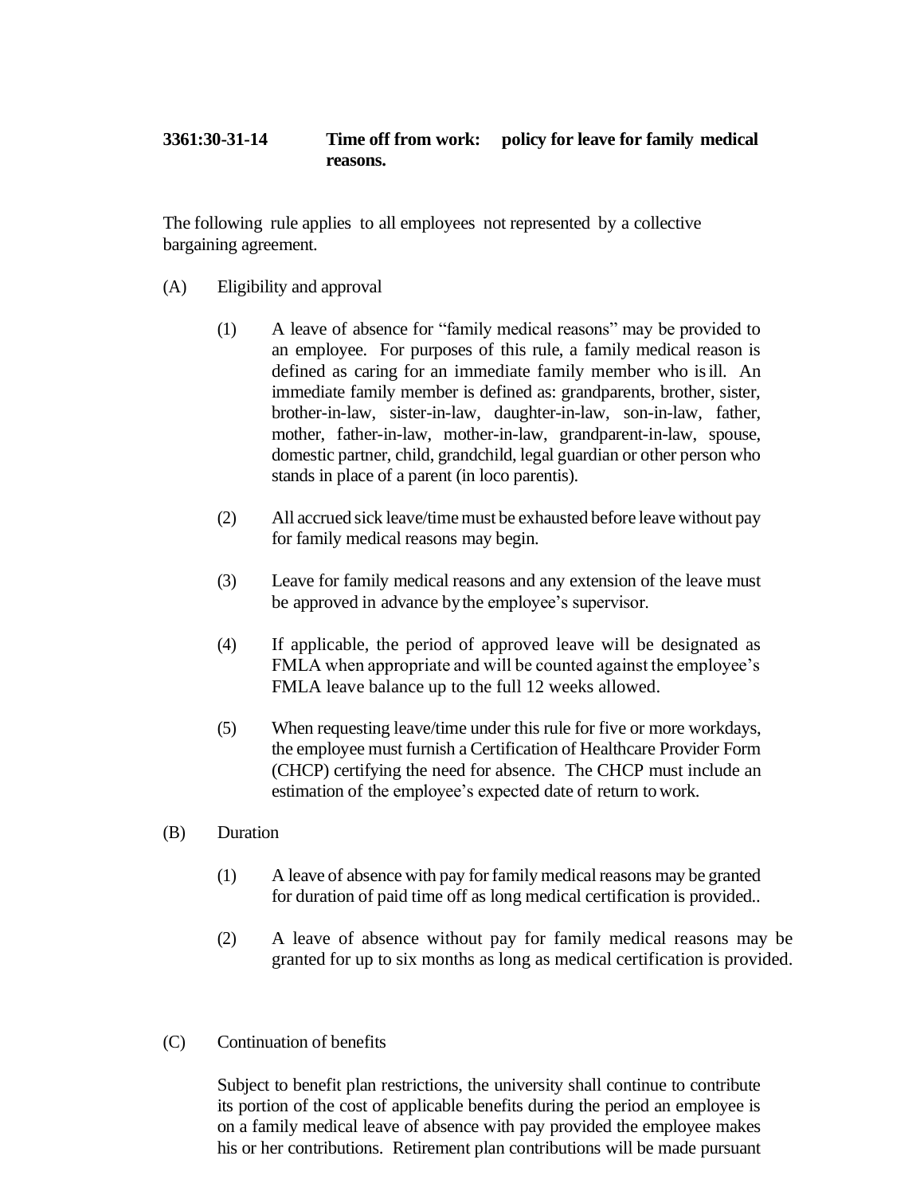**3361:30-31-14 Time off from work: policy for leave for family medical reasons.**

The following rule applies to all employees not represented by a collective bargaining agreement.

(A) Eligibility and approval

(1) A leave of absence for "family medical reasons" may be provided to an employee. For purposes of this rule, a family medical reason is defined as caring for an immediate family member who is ill. An immediate family member is defined as: grandparents, brother, sister, brother-in-law, sister-in-law, daughter-in-law, son-in-law, father, mother, father-in-law, mother-in-law, grandparent-in-law, spouse, domestic partner, child, grandchild, legal guardian or other person who stands in place of a parent (in loco parentis).

(2) All accrued sick leave/time must be exhausted before leave without pay for family medical reasons may begin.

(3) Leave for family medical reasons and any extension of the leave must be approved in advance by the employee's supervisor.

(4) If applicable, the period of approved leave will be designated as FMLA when appropriate and will be counted against the employee's FMLA leave balance up to the full 12 weeks allowed.

(5) When requesting leave/time under this rule for five or more workdays, the employee must furnish a Certification of Healthcare Provider Form (CHCP) certifying the need for absence. The CHCP must include an estimation of the employee's expected date of return to work.

(B) Duration

(1) A leave of absence with pay for family medical reasons may be granted for duration of paid time off as long medical certification is provided..

(2) A leave of absence without pay for family medical reasons may be granted for up to six months as long as medical certification is provided.

(C) Continuation of benefits

Subject to benefit plan restrictions, the university shall continue to contribute its portion of the cost of applicable benefits during the period an employee is on a family medical leave of absence with pay provided the employee makes his or her contributions. Retirement plan contributions will be made pursuant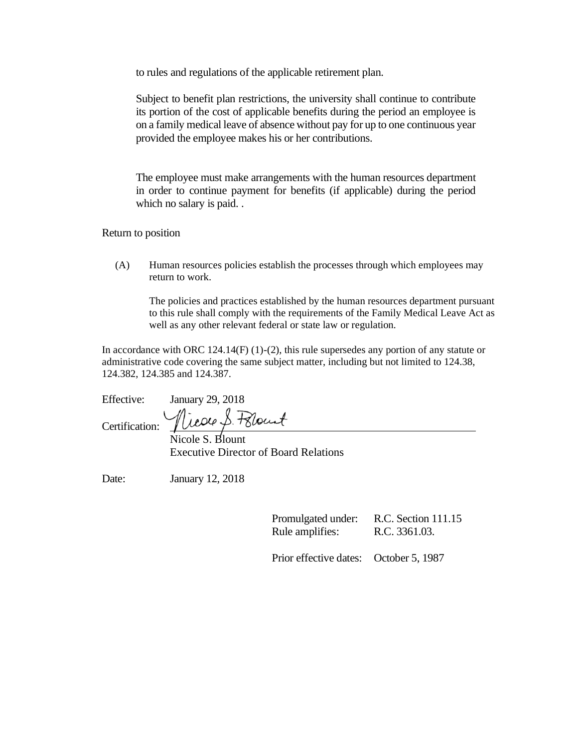to rules and regulations of the applicable retirement plan.

Subject to benefit plan restrictions, the university shall continue to contribute its portion of the cost of applicable benefits during the period an employee is on a family medical leave of absence without pay for up to one continuous year provided the employee makes his or her contributions.

The employee must make arrangements with the human resources department in order to continue payment for benefits (if applicable) during the period which no salary is paid. .

Return to position

(A) Human resources policies establish the processes through which employees may return to work.

The policies and practices established by the human resources department pursuant to this rule shall comply with the requirements of the Family Medical Leave Act as well as any other relevant federal or state law or regulation.

In accordance with ORC 124.14(F) (1)-(2), this rule supersedes any portion of any statute or administrative code covering the same subject matter, including but not limited to 124.38, 124.382, 124.385 and 124.387.

Effective: January 29, 2018

Certification: Nicole S. Blount

Nicole S. Blount
Executive Director of Board Relations

Date: January 12, 2018

| | |
|---|---|
| Promulgated under: | R.C. Section 111.15 |
| Rule amplifies: | R.C. 3361.03. |
| Prior effective dates: | October 5, 1987 |